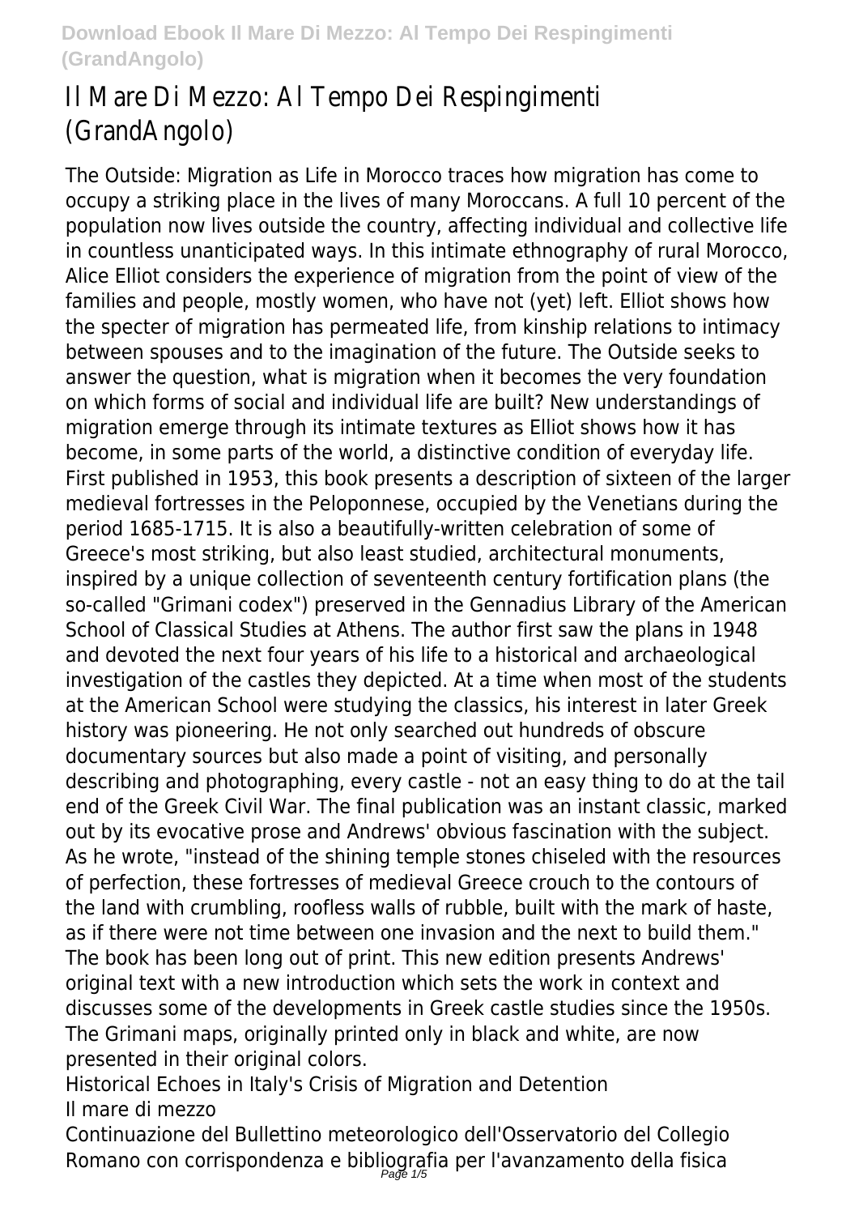# Il Mare Di Mezzo: Al Tempo Dei Respingimenti (GrandAngolo)

The Outside: Migration as Life in Morocco traces how migration has come to occupy a striking place in the lives of many Moroccans. A full 10 percent of the population now lives outside the country, affecting individual and collective life in countless unanticipated ways. In this intimate ethnography of rural Morocco, Alice Elliot considers the experience of migration from the point of view of the families and people, mostly women, who have not (yet) left. Elliot shows how the specter of migration has permeated life, from kinship relations to intimacy between spouses and to the imagination of the future. The Outside seeks to answer the question, what is migration when it becomes the very foundation on which forms of social and individual life are built? New understandings of migration emerge through its intimate textures as Elliot shows how it has become, in some parts of the world, a distinctive condition of everyday life.

First published in 1953, this book presents a description of sixteen of the larger medieval fortresses in the Peloponnese, occupied by the Venetians during the period 1685-1715. It is also a beautifully-written celebration of some of Greece's most striking, but also least studied, architectural monuments, inspired by a unique collection of seventeenth century fortification plans (the so-called "Grimani codex") preserved in the Gennadius Library of the American School of Classical Studies at Athens. The author first saw the plans in 1948 and devoted the next four years of his life to a historical and archaeological investigation of the castles they depicted. At a time when most of the students at the American School were studying the classics, his interest in later Greek history was pioneering. He not only searched out hundreds of obscure documentary sources but also made a point of visiting, and personally describing and photographing, every castle - not an easy thing to do at the tail end of the Greek Civil War. The final publication was an instant classic, marked out by its evocative prose and Andrews' obvious fascination with the subject. As he wrote, "instead of the shining temple stones chiseled with the resources of perfection, these fortresses of medieval Greece crouch to the contours of the land with crumbling, roofless walls of rubble, built with the mark of haste, as if there were not time between one invasion and the next to build them." The book has been long out of print. This new edition presents Andrews' original text with a new introduction which sets the work in context and discusses some of the developments in Greek castle studies since the 1950s. The Grimani maps, originally printed only in black and white, are now presented in their original colors.

Historical Echoes in Italy's Crisis of Migration and Detention

Il mare di mezzo

Continuazione del Bullettino meteorologico dell'Osservatorio del Collegio Romano con corrispondenza e bibliografia per l'avanzamento della fisica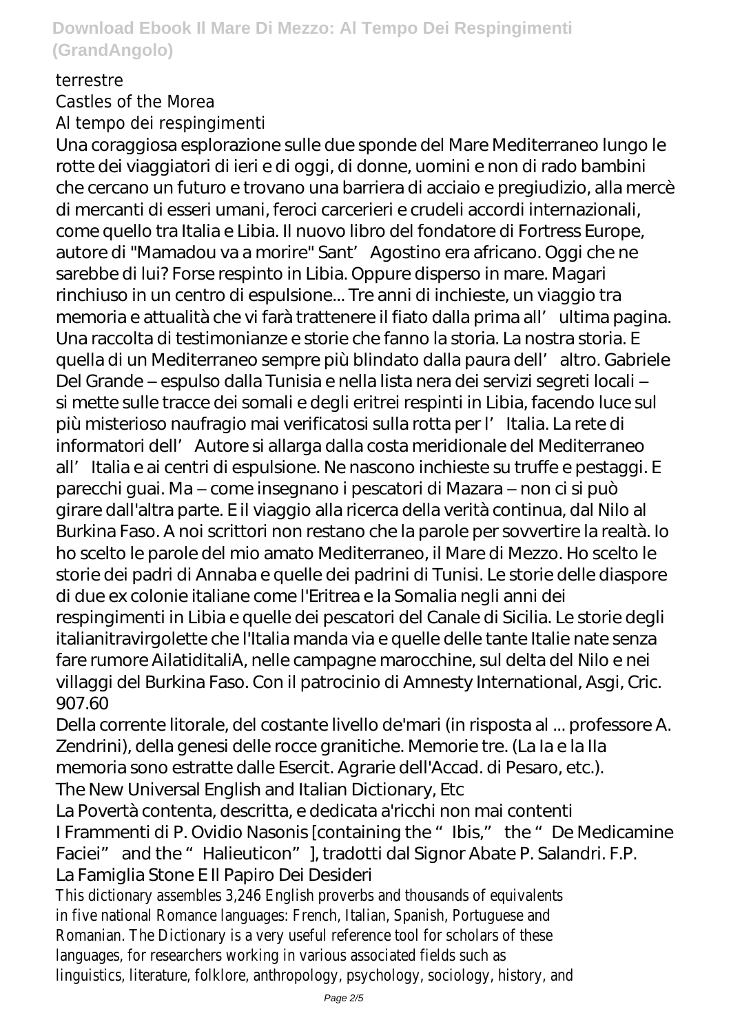terrestre
Castles of the Morea
Al tempo dei respingimenti
Una coraggiosa esplorazione sulle due sponde del Mare Mediterraneo lungo le rotte dei viaggiatori di ieri e di oggi, di donne, uomini e non di rado bambini che cercano un futuro e trovano una barriera di acciaio e pregiudizio, alla mercè di mercanti di esseri umani, feroci carcerieri e crudeli accordi internazionali, come quello tra Italia e Libia. Il nuovo libro del fondatore di Fortress Europe, autore di "Mamadou va a morire" Sant' Agostino era africano. Oggi che ne sarebbe di lui? Forse respinto in Libia. Oppure disperso in mare. Magari rinchiuso in un centro di espulsione... Tre anni di inchieste, un viaggio tra memoria e attualità che vi farà trattenere il fiato dalla prima all' ultima pagina. Una raccolta di testimonianze e storie che fanno la storia. La nostra storia. E quella di un Mediterraneo sempre più blindato dalla paura dell' altro. Gabriele Del Grande – espulso dalla Tunisia e nella lista nera dei servizi segreti locali – si mette sulle tracce dei somali e degli eritrei respinti in Libia, facendo luce sul più misterioso naufragio mai verificatosi sulla rotta per l' Italia. La rete di informatori dell' Autore si allarga dalla costa meridionale del Mediterraneo all' Italia e ai centri di espulsione. Ne nascono inchieste su truffe e pestaggi. E parecchi guai. Ma – come insegnano i pescatori di Mazara – non ci si può girare dall'altra parte. E il viaggio alla ricerca della verità continua, dal Nilo al Burkina Faso. A noi scrittori non restano che la parole per sovvertire la realtà. Io ho scelto le parole del mio amato Mediterraneo, il Mare di Mezzo. Ho scelto le storie dei padri di Annaba e quelle dei padrini di Tunisi. Le storie delle diaspore di due ex colonie italiane come l'Eritrea e la Somalia negli anni dei respingimenti in Libia e quelle dei pescatori del Canale di Sicilia. Le storie degli italianitravirgolette che l'Italia manda via e quelle delle tante Italie nate senza fare rumore AilatiditaliA, nelle campagne marocchine, sul delta del Nilo e nei villaggi del Burkina Faso. Con il patrocinio di Amnesty International, Asgi, Cric. 907.60
Della corrente litorale, del costante livello de'mari (in risposta al ... professore A. Zendrini), della genesi delle rocce granitiche. Memorie tre. (La Ia e la IIa memoria sono estratte dalle Esercit. Agrarie dell'Accad. di Pesaro, etc.).
The New Universal English and Italian Dictionary, Etc
La Povertà contenta, descritta, e dedicata a'ricchi non mai contenti
I Frammenti di P. Ovidio Nasonis [containing the "Ibis," the "De Medicamine Faciei" and the "Halieuticon"], tradotti dal Signor Abate P. Salandri. F.P.
La Famiglia Stone E Il Papiro Dei Desideri
This dictionary assembles 3,246 English proverbs and thousands of equivalents in five national Romance languages: French, Italian, Spanish, Portuguese and Romanian. The Dictionary is a very useful reference tool for scholars of these languages, for researchers working in various associated fields such as linguistics, literature, folklore, anthropology, psychology, sociology, history, and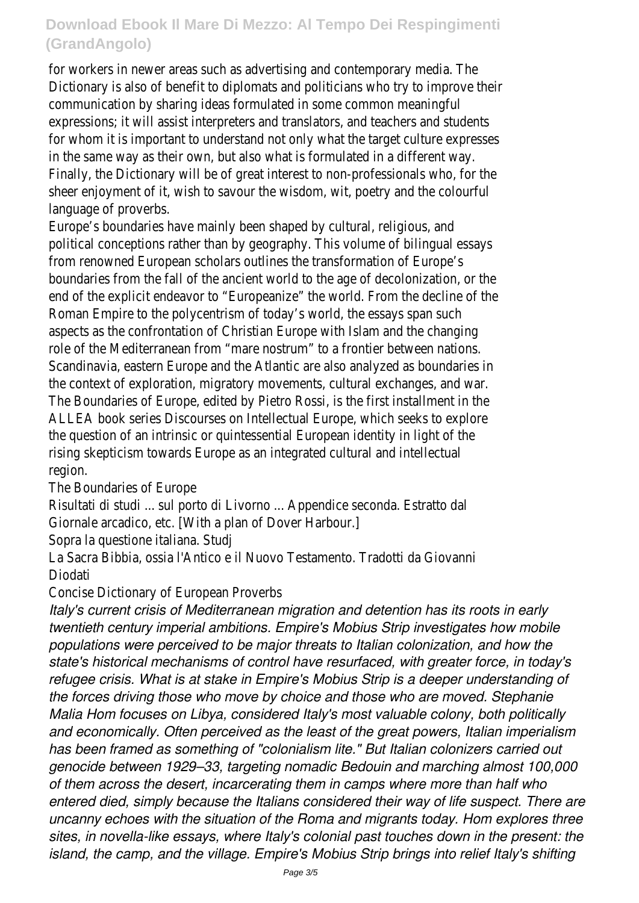for workers in newer areas such as advertising and contemporary media. The Dictionary is also of benefit to diplomats and politicians who try to improve their communication by sharing ideas formulated in some common meaningful expressions; it will assist interpreters and translators, and teachers and students for whom it is important to understand not only what the target culture expresses in the same way as their own, but also what is formulated in a different way. Finally, the Dictionary will be of great interest to non-professionals who, for the sheer enjoyment of it, wish to savour the wisdom, wit, poetry and the colourful language of proverbs.

Europe's boundaries have mainly been shaped by cultural, religious, and political conceptions rather than by geography. This volume of bilingual essays from renowned European scholars outlines the transformation of Europe's boundaries from the fall of the ancient world to the age of decolonization, or the end of the explicit endeavor to "Europeanize" the world. From the decline of the Roman Empire to the polycentrism of today's world, the essays span such aspects as the confrontation of Christian Europe with Islam and the changing role of the Mediterranean from "mare nostrum" to a frontier between nations. Scandinavia, eastern Europe and the Atlantic are also analyzed as boundaries in the context of exploration, migratory movements, cultural exchanges, and war. The Boundaries of Europe, edited by Pietro Rossi, is the first installment in the ALLEA book series Discourses on Intellectual Europe, which seeks to explore the question of an intrinsic or quintessential European identity in light of the rising skepticism towards Europe as an integrated cultural and intellectual region.

The Boundaries of Europe

Risultati di studi ... sul porto di Livorno ... Appendice seconda. Estratto dal Giornale arcadico, etc. [With a plan of Dover Harbour.]

Sopra la questione italiana. Studj

La Sacra Bibbia, ossia l'Antico e il Nuovo Testamento. Tradotti da Giovanni Diodati

Concise Dictionary of European Proverbs

*Italy's current crisis of Mediterranean migration and detention has its roots in early twentieth century imperial ambitions. Empire's Mobius Strip investigates how mobile populations were perceived to be major threats to Italian colonization, and how the state's historical mechanisms of control have resurfaced, with greater force, in today's refugee crisis. What is at stake in Empire's Mobius Strip is a deeper understanding of the forces driving those who move by choice and those who are moved. Stephanie Malia Hom focuses on Libya, considered Italy's most valuable colony, both politically and economically. Often perceived as the least of the great powers, Italian imperialism has been framed as something of "colonialism lite." But Italian colonizers carried out genocide between 1929–33, targeting nomadic Bedouin and marching almost 100,000 of them across the desert, incarcerating them in camps where more than half who entered died, simply because the Italians considered their way of life suspect. There are uncanny echoes with the situation of the Roma and migrants today. Hom explores three sites, in novella-like essays, where Italy's colonial past touches down in the present: the island, the camp, and the village. Empire's Mobius Strip brings into relief Italy's shifting*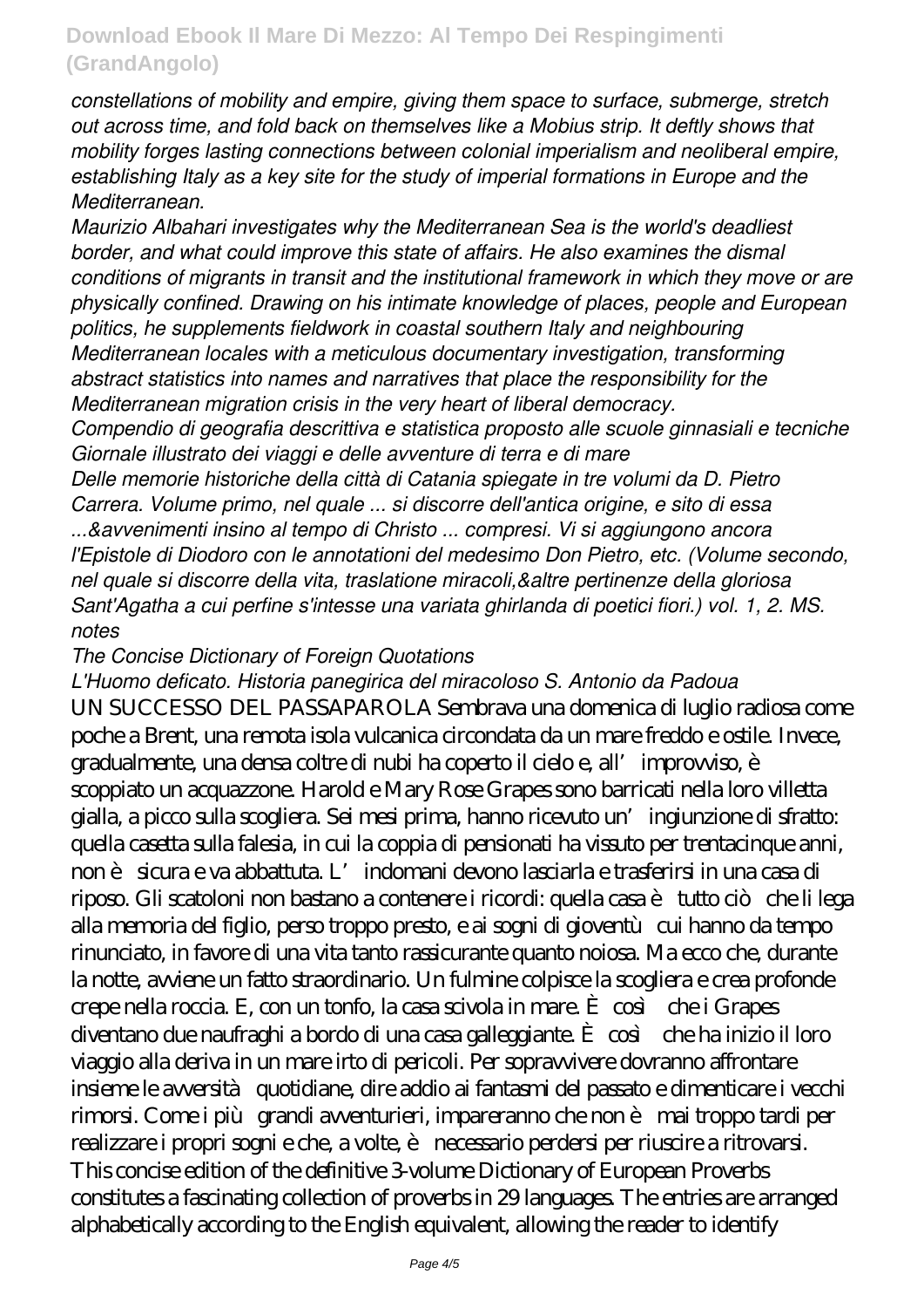*constellations of mobility and empire, giving them space to surface, submerge, stretch out across time, and fold back on themselves like a Mobius strip. It deftly shows that mobility forges lasting connections between colonial imperialism and neoliberal empire, establishing Italy as a key site for the study of imperial formations in Europe and the Mediterranean.*

*Maurizio Albahari investigates why the Mediterranean Sea is the world's deadliest border, and what could improve this state of affairs. He also examines the dismal conditions of migrants in transit and the institutional framework in which they move or are physically confined. Drawing on his intimate knowledge of places, people and European politics, he supplements fieldwork in coastal southern Italy and neighbouring Mediterranean locales with a meticulous documentary investigation, transforming abstract statistics into names and narratives that place the responsibility for the Mediterranean migration crisis in the very heart of liberal democracy.*

*Compendio di geografia descrittiva e statistica proposto alle scuole ginnasiali e tecniche*

*Giornale illustrato dei viaggi e delle avventure di terra e di mare*

*Delle memorie historiche della città di Catania spiegate in tre volumi da D. Pietro Carrera. Volume primo, nel quale ... si discorre dell'antica origine, e sito di essa ...&avvenimenti insino al tempo di Christo ... compresi. Vi si aggiungono ancora l'Epistole di Diodoro con le annotationi del medesimo Don Pietro, etc. (Volume secondo, nel quale si discorre della vita, traslatione miracoli,&altre pertinenze della gloriosa Sant'Agatha a cui perfine s'intesse una variata ghirlanda di poetici fiori.) vol. 1, 2. MS. notes*

*The Concise Dictionary of Foreign Quotations*

*L'Huomo deficato. Historia panegirica del miracoloso S. Antonio da Padoua*

UN SUCCESSO DEL PASSAPAROLA Sembrava una domenica di luglio radiosa come poche a Brent, una remota isola vulcanica circondata da un mare freddo e ostile. Invece, gradualmente, una densa coltre di nubi ha coperto il cielo e, all'improvviso, è scoppiato un acquazzone. Harold e Mary Rose Grapes sono barricati nella loro villetta gialla, a picco sulla scogliera. Sei mesi prima, hanno ricevuto un'ingiunzione di sfratto: quella casetta sulla falesia, in cui la coppia di pensionati ha vissuto per trentacinque anni, non è sicura e va abbattuta. L'indomani devono lasciarla e trasferirsi in una casa di riposo. Gli scatoloni non bastano a contenere i ricordi: quella casa è tutto ciò che li lega alla memoria del figlio, perso troppo presto, e ai sogni di gioventù cui hanno da tempo rinunciato, in favore di una vita tanto rassicurante quanto noiosa. Ma ecco che, durante la notte, avviene un fatto straordinario. Un fulmine colpisce la scogliera e crea profonde crepe nella roccia. E, con un tonfo, la casa scivola in mare. È così che i Grapes diventano due naufraghi a bordo di una casa galleggiante. È così che ha inizio il loro viaggio alla deriva in un mare irto di pericoli. Per sopravvivere dovranno affrontare insieme le avversità quotidiane, dire addio ai fantasmi del passato e dimenticare i vecchi rimorsi. Come i più grandi avventurieri, impareranno che non è mai troppo tardi per realizzare i propri sogni e che, a volte, è necessario perdersi per riuscire a ritrovarsi.

This concise edition of the definitive 3-volume Dictionary of European Proverbs constitutes a fascinating collection of proverbs in 29 languages. The entries are arranged alphabetically according to the English equivalent, allowing the reader to identify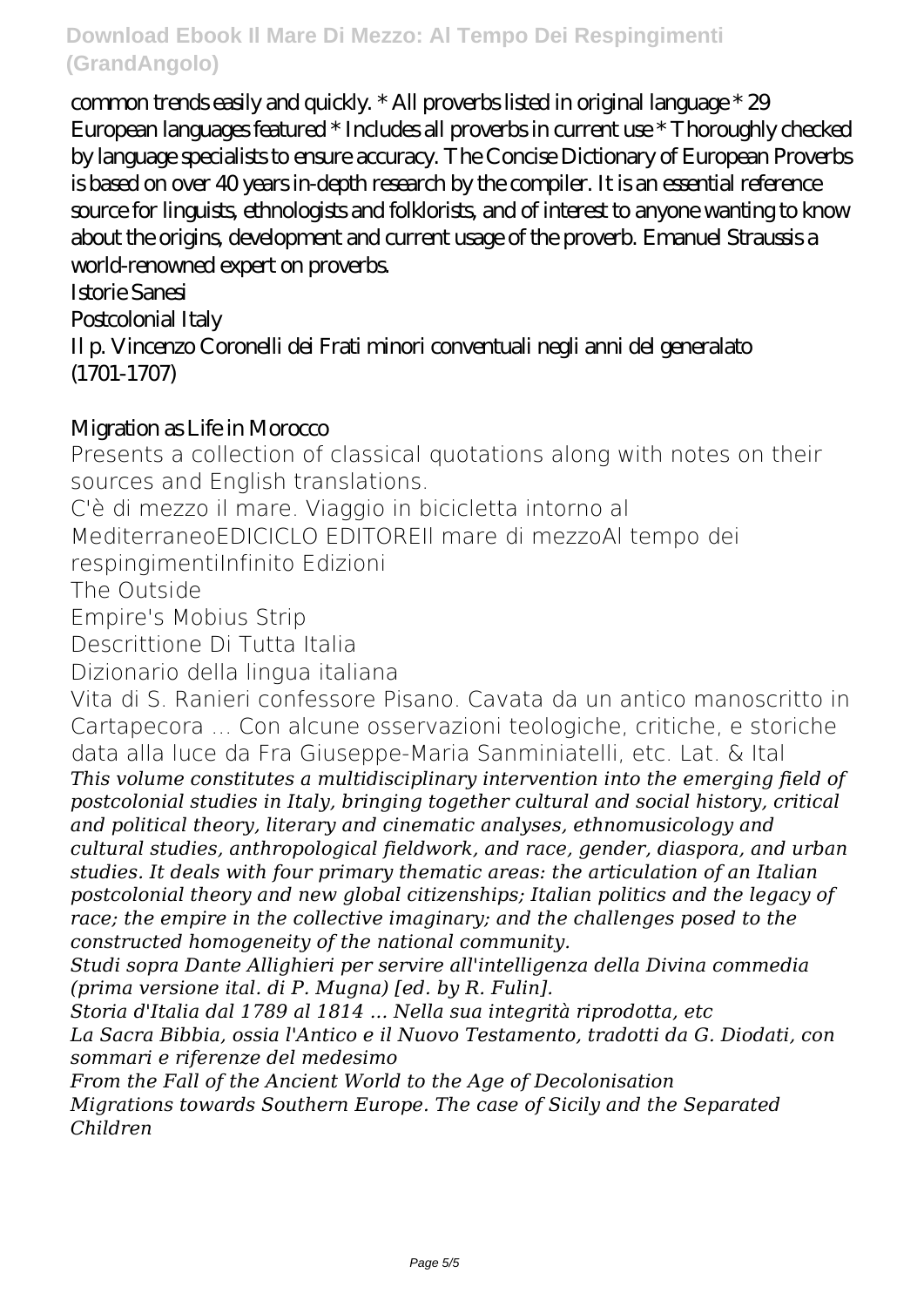common trends easily and quickly. * All proverbs listed in original language * 29 European languages featured * Includes all proverbs in current use * Thoroughly checked by language specialists to ensure accuracy. The Concise Dictionary of European Proverbs is based on over 40 years in-depth research by the compiler. It is an essential reference source for linguists, ethnologists and folklorists, and of interest to anyone wanting to know about the origins, development and current usage of the proverb. Emanuel Straussis a world-renowned expert on proverbs.

Istorie Sanesi

Postcolonial Italy

Il p. Vincenzo Coronelli dei Frati minori conventuali negli anni del generalato (1701-1707)

Migration as Life in Morocco

Presents a collection of classical quotations along with notes on their sources and English translations.

C'è di mezzo il mare. Viaggio in bicicletta intorno al MediterraneoEDICICLO EDITOREIl mare di mezzoAl tempo dei respingimentiInfinito Edizioni

The Outside

Empire's Mobius Strip

Descrittione Di Tutta Italia

Dizionario della lingua italiana

Vita di S. Ranieri confessore Pisano. Cavata da un antico manoscritto in Cartapecora ... Con alcune osservazioni teologiche, critiche, e storiche data alla luce da Fra Giuseppe-Maria Sanminiatelli, etc. Lat. & Ital

*This volume constitutes a multidisciplinary intervention into the emerging field of postcolonial studies in Italy, bringing together cultural and social history, critical and political theory, literary and cinematic analyses, ethnomusicology and cultural studies, anthropological fieldwork, and race, gender, diaspora, and urban studies. It deals with four primary thematic areas: the articulation of an Italian postcolonial theory and new global citizenships; Italian politics and the legacy of race; the empire in the collective imaginary; and the challenges posed to the constructed homogeneity of the national community.*

*Studi sopra Dante Allighieri per servire all'intelligenza della Divina commedia (prima versione ital. di P. Mugna) [ed. by R. Fulin].*

*Storia d'Italia dal 1789 al 1814 ... Nella sua integrità riprodotta, etc*

*La Sacra Bibbia, ossia l'Antico e il Nuovo Testamento, tradotti da G. Diodati, con sommari e riferenze del medesimo*

*From the Fall of the Ancient World to the Age of Decolonisation*

*Migrations towards Southern Europe. The case of Sicily and the Separated Children*